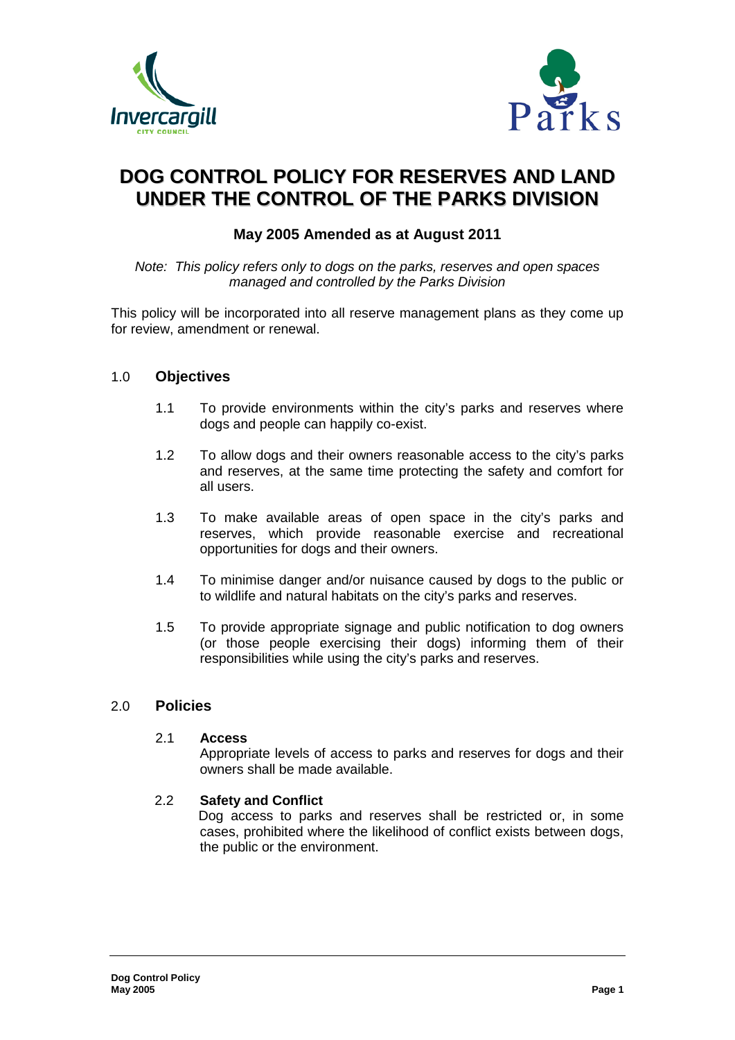# DOG CONTROL POLICY FOR RESERVES AND LAND UNDER THE CONTROL OF THE PARKS DIVISION

### May 2005 Amended as at August 2011

*Note: This policy refers only to dogs on the parks, reserves and open spaces managed and controlled by the Parks Division*

This policy will be incorporated into all reserve management plans as they come up for review, amendment or renewal.

## 1.0 Objectives

1.1 To provide environments within the city's parks and reserves where dogs and people can happily co-exist.

1.2 To allow dogs and their owners reasonable access to the city's parks and reserves, at the same time protecting the safety and comfort for all users.

1.3 To make available areas of open space in the city's parks and reserves, which provide reasonable exercise and recreational opportunities for dogs and their owners.

1.4 To minimise danger and/or nuisance caused by dogs to the public or to wildlife and natural habitats on the city's parks and reserves.

1.5 To provide appropriate signage and public notification to dog owners (or those people exercising their dogs) informing them of their responsibilities while using the city's parks and reserves.

## 2.0 Policies

### 2.1 Access

Appropriate levels of access to parks and reserves for dogs and their owners shall be made available.

### 2.2 Safety and Conflict

Dog access to parks and reserves shall be restricted or, in some cases, prohibited where the likelihood of conflict exists between dogs, the public or the environment.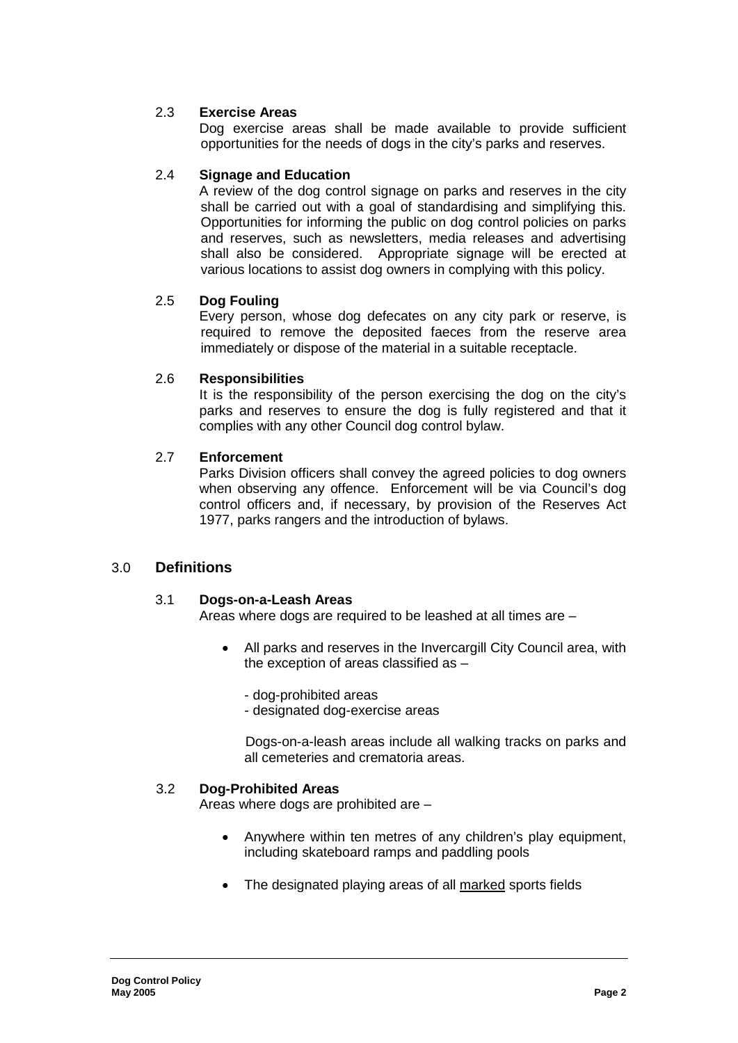### 2.3 Exercise Areas

Dog exercise areas shall be made available to provide sufficient opportunities for the needs of dogs in the city's parks and reserves.

### 2.4 Signage and Education

A review of the dog control signage on parks and reserves in the city shall be carried out with a goal of standardising and simplifying this. Opportunities for informing the public on dog control policies on parks and reserves, such as newsletters, media releases and advertising shall also be considered. Appropriate signage will be erected at various locations to assist dog owners in complying with this policy.

### 2.5 Dog Fouling

Every person, whose dog defecates on any city park or reserve, is required to remove the deposited faeces from the reserve area immediately or dispose of the material in a suitable receptacle.

### 2.6 Responsibilities

It is the responsibility of the person exercising the dog on the city's parks and reserves to ensure the dog is fully registered and that it complies with any other Council dog control bylaw.

### 2.7 Enforcement

Parks Division officers shall convey the agreed policies to dog owners when observing any offence. Enforcement will be via Council's dog control officers and, if necessary, by provision of the Reserves Act 1977, parks rangers and the introduction of bylaws.

## 3.0 Definitions

### 3.1 Dogs-on-a-Leash Areas

Areas where dogs are required to be leashed at all times are –

- All parks and reserves in the Invercargill City Council area, with the exception of areas classified as –

  - dog-prohibited areas
  - designated dog-exercise areas

  Dogs-on-a-leash areas include all walking tracks on parks and all cemeteries and crematoria areas.

### 3.2 Dog-Prohibited Areas

Areas where dogs are prohibited are –

- Anywhere within ten metres of any children's play equipment, including skateboard ramps and paddling pools
- The designated playing areas of all <u>marked</u> sports fields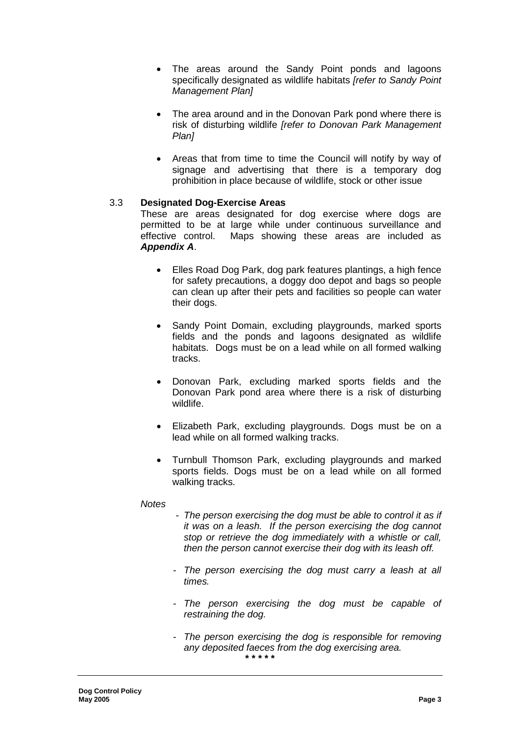- The areas around the Sandy Point ponds and lagoons specifically designated as wildlife habitats *[refer to Sandy Point Management Plan]*

- The area around and in the Donovan Park pond where there is risk of disturbing wildlife *[refer to Donovan Park Management Plan]*

- Areas that from time to time the Council will notify by way of signage and advertising that there is a temporary dog prohibition in place because of wildlife, stock or other issue

### 3.3 Designated Dog-Exercise Areas

These are areas designated for dog exercise where dogs are permitted to be at large while under continuous surveillance and effective control. Maps showing these areas are included as ***Appendix A***.

- Elles Road Dog Park, dog park features plantings, a high fence for safety precautions, a doggy doo depot and bags so people can clean up after their pets and facilities so people can water their dogs.

- Sandy Point Domain, excluding playgrounds, marked sports fields and the ponds and lagoons designated as wildlife habitats. Dogs must be on a lead while on all formed walking tracks.

- Donovan Park, excluding marked sports fields and the Donovan Park pond area where there is a risk of disturbing wildlife.

- Elizabeth Park, excluding playgrounds. Dogs must be on a lead while on all formed walking tracks.

- Turnbull Thomson Park, excluding playgrounds and marked sports fields. Dogs must be on a lead while on all formed walking tracks.

*Notes*

- *The person exercising the dog must be able to control it as if it was on a leash. If the person exercising the dog cannot stop or retrieve the dog immediately with a whistle or call, then the person cannot exercise their dog with its leash off.*

- *The person exercising the dog must carry a leash at all times.*

- *The person exercising the dog must be capable of restraining the dog.*

- *The person exercising the dog is responsible for removing any deposited faeces from the dog exercising area.*

\* \* \* \* \*